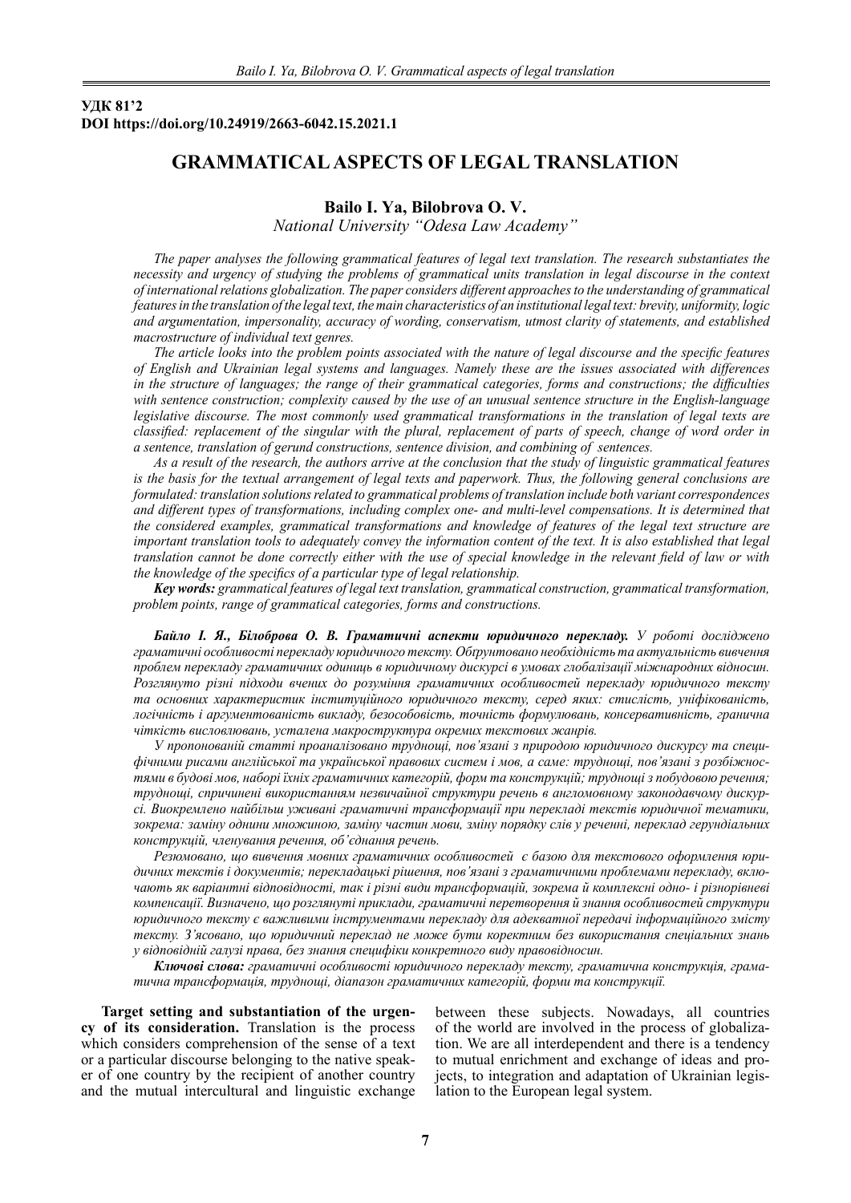**УДК 81'2**
**DOI https://doi.org/10.24919/2663-6042.15.2021.1**

# GRAMMATICAL ASPECTS OF LEGAL TRANSLATION

**Bailo I. Ya, Bilobrova O. V.**
*National University "Odesa Law Academy"*

*The paper analyses the following grammatical features of legal text translation. The research substantiates the necessity and urgency of studying the problems of grammatical units translation in legal discourse in the context of international relations globalization. The paper considers different approaches to the understanding of grammatical features in the translation of the legal text, the main characteristics of an institutional legal text: brevity, uniformity, logic and argumentation, impersonality, accuracy of wording, conservatism, utmost clarity of statements, and established macrostructure of individual text genres.*

*The article looks into the problem points associated with the nature of legal discourse and the specific features of English and Ukrainian legal systems and languages. Namely these are the issues associated with differences in the structure of languages; the range of their grammatical categories, forms and constructions; the difficulties with sentence construction; complexity caused by the use of an unusual sentence structure in the English-language legislative discourse. The most commonly used grammatical transformations in the translation of legal texts are classified: replacement of the singular with the plural, replacement of parts of speech, change of word order in a sentence, translation of gerund constructions, sentence division, and combining of sentences.*

*As a result of the research, the authors arrive at the conclusion that the study of linguistic grammatical features is the basis for the textual arrangement of legal texts and paperwork. Thus, the following general conclusions are formulated: translation solutions related to grammatical problems of translation include both variant correspondences and different types of transformations, including complex one- and multi-level compensations. It is determined that the considered examples, grammatical transformations and knowledge of features of the legal text structure are important translation tools to adequately convey the information content of the text. It is also established that legal translation cannot be done correctly either with the use of special knowledge in the relevant field of law or with the knowledge of the specifics of a particular type of legal relationship.*

***Key words:*** *grammatical features of legal text translation, grammatical construction, grammatical transformation, problem points, range of grammatical categories, forms and constructions.*

***Байло І. Я., Білоброва О. В. Граматичні аспекти юридичного перекладу.*** *У роботі досліджено граматичні особливості перекладу юридичного тексту. Обґрунтовано необхідність та актуальність вивчення проблем перекладу граматичних одиниць в юридичному дискурсі в умовах глобалізації міжнародних відносин. Розглянуто різні підходи вчених до розуміння граматичних особливостей перекладу юридичного тексту та основних характеристик інституційного юридичного тексту, серед яких: стислість, уніфікованість, логічність і аргументованість викладу, безособовість, точність формулювань, консервативність, гранична чіткість висловлювань, усталена макроструктура окремих текстових жанрів.*

*У пропонованій статті проаналізовано труднощі, пов'язані з природою юридичного дискурсу та специфічними рисами англійської та української правових систем і мов, а саме: труднощі, пов'язані з розбіжностями в будові мов, наборі їхніх граматичних категорій, форм та конструкцій; труднощі з побудовою речення; труднощі, спричинені використанням незвичайної структури речень в англомовному законодавчому дискурсі. Виокремлено найбільш уживані граматичні трансформації при перекладі текстів юридичної тематики, зокрема: заміну однини множиною, заміну частин мови, зміну порядку слів у реченні, переклад герундіальних конструкцій, членування речення, об'єднання речень.*

*Резюмовано, що вивчення мовних граматичних особливостей є базою для текстового оформлення юридичних текстів і документів; перекладацькі рішення, пов'язані з граматичними проблемами перекладу, включають як варіантні відповідності, так і різні види трансформацій, зокрема й комплексні одно- і різнорівневі компенсації. Визначено, що розглянуті приклади, граматичні перетворення й знання особливостей структури юридичного тексту є важливими інструментами перекладу для адекватної передачі інформаційного змісту тексту. З'ясовано, що юридичний переклад не може бути коректним без використання спеціальних знань у відповідній галузі права, без знання специфіки конкретного виду правовідносин.*

***Ключові слова:*** *граматичні особливості юридичного перекладу тексту, граматична конструкція, граматична трансформація, труднощі, діапазон граматичних категорій, форми та конструкції.*

**Target setting and substantiation of the urgency of its consideration.** Translation is the process which considers comprehension of the sense of a text or a particular discourse belonging to the native speaker of one country by the recipient of another country and the mutual intercultural and linguistic exchange between these subjects. Nowadays, all countries of the world are involved in the process of globalization. We are all interdependent and there is a tendency to mutual enrichment and exchange of ideas and projects, to integration and adaptation of Ukrainian legislation to the European legal system.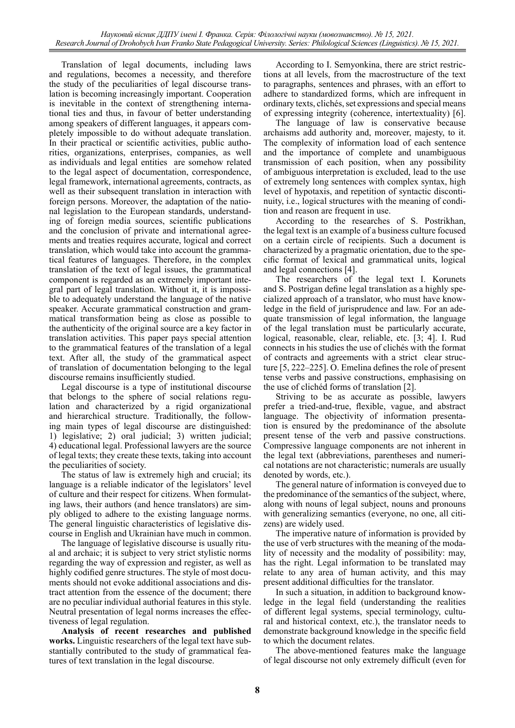Translation of legal documents, including laws and regulations, becomes a necessity, and therefore the study of the peculiarities of legal discourse translation is becoming increasingly important. Cooperation is inevitable in the context of strengthening international ties and thus, in favour of better understanding among speakers of different languages, it appears completely impossible to do without adequate translation. In their practical or scientific activities, public authorities, organizations, enterprises, companies, as well as individuals and legal entities are somehow related to the legal aspect of documentation, correspondence, legal framework, international agreements, contracts, as well as their subsequent translation in interaction with foreign persons. Moreover, the adaptation of the national legislation to the European standards, understanding of foreign media sources, scientific publications and the conclusion of private and international agreements and treaties requires accurate, logical and correct translation, which would take into account the grammatical features of languages. Therefore, in the complex translation of the text of legal issues, the grammatical component is regarded as an extremely important integral part of legal translation. Without it, it is impossible to adequately understand the language of the native speaker. Accurate grammatical construction and grammatical transformation being as close as possible to the authenticity of the original source are a key factor in translation activities. This paper pays special attention to the grammatical features of the translation of a legal text. After all, the study of the grammatical aspect of translation of documentation belonging to the legal discourse remains insufficiently studied.

Legal discourse is a type of institutional discourse that belongs to the sphere of social relations regulation and characterized by a rigid organizational and hierarchical structure. Traditionally, the following main types of legal discourse are distinguished: 1) legislative; 2) oral judicial; 3) written judicial; 4) educational legal. Professional lawyers are the source of legal texts; they create these texts, taking into account the peculiarities of society.

The status of law is extremely high and crucial; its language is a reliable indicator of the legislators' level of culture and their respect for citizens. When formulating laws, their authors (and hence translators) are simply obliged to adhere to the existing language norms. The general linguistic characteristics of legislative discourse in English and Ukrainian have much in common.

The language of legislative discourse is usually ritual and archaic; it is subject to very strict stylistic norms regarding the way of expression and register, as well as highly codified genre structures. The style of most documents should not evoke additional associations and distract attention from the essence of the document; there are no peculiar individual authorial features in this style. Neutral presentation of legal norms increases the effectiveness of legal regulation.

**Analysis of recent researches and published works.** Linguistic researchers of the legal text have substantially contributed to the study of grammatical features of text translation in the legal discourse.

According to I. Semyonkina, there are strict restrictions at all levels, from the macrostructure of the text to paragraphs, sentences and phrases, with an effort to adhere to standardized forms, which are infrequent in ordinary texts, clichés, set expressions and special means of expressing integrity (coherence, intertextuality) [6].

The language of law is conservative because archaisms add authority and, moreover, majesty, to it. The complexity of information load of each sentence and the importance of complete and unambiguous transmission of each position, when any possibility of ambiguous interpretation is excluded, lead to the use of extremely long sentences with complex syntax, high level of hypotaxis, and repetition of syntactic discontinuity, i.e., logical structures with the meaning of condition and reason are frequent in use.

According to the researches of S. Postrikhan, the legal text is an example of a business culture focused on a certain circle of recipients. Such a document is characterized by a pragmatic orientation, due to the specific format of lexical and grammatical units, logical and legal connections [4].

The researchers of the legal text I. Korunets and S. Postrigan define legal translation as a highly specialized approach of a translator, who must have knowledge in the field of jurisprudence and law. For an adequate transmission of legal information, the language of the legal translation must be particularly accurate, logical, reasonable, clear, reliable, etc. [3; 4]. I. Rud connects in his studies the use of clichés with the format of contracts and agreements with a strict clear structure [5, 222–225]. O. Emelina defines the role of present tense verbs and passive constructions, emphasising on the use of clichéd forms of translation [2].

Striving to be as accurate as possible, lawyers prefer a tried-and-true, flexible, vague, and abstract language. The objectivity of information presentation is ensured by the predominance of the absolute present tense of the verb and passive constructions. Compressive language components are not inherent in the legal text (abbreviations, parentheses and numerical notations are not characteristic; numerals are usually denoted by words, etc.).

The general nature of information is conveyed due to the predominance of the semantics of the subject, where, along with nouns of legal subject, nouns and pronouns with generalizing semantics (everyone, no one, all citizens) are widely used.

The imperative nature of information is provided by the use of verb structures with the meaning of the modality of necessity and the modality of possibility: may, has the right. Legal information to be translated may relate to any area of human activity, and this may present additional difficulties for the translator.

In such a situation, in addition to background knowledge in the legal field (understanding the realities of different legal systems, special terminology, cultural and historical context, etc.), the translator needs to demonstrate background knowledge in the specific field to which the document relates.

The above-mentioned features make the language of legal discourse not only extremely difficult (even for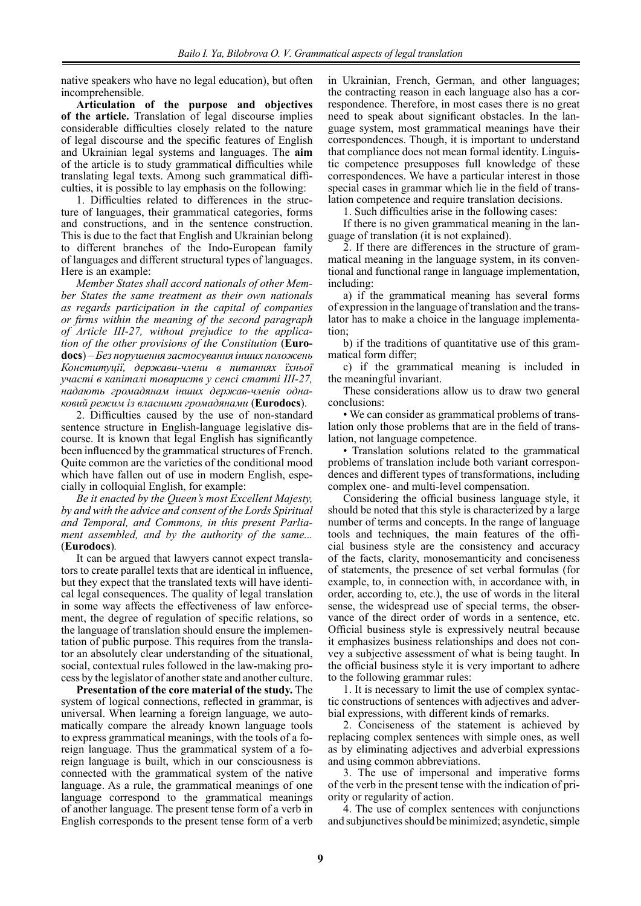native speakers who have no legal education), but often incomprehensible.

**Articulation of the purpose and objectives of the article.** Translation of legal discourse implies considerable difficulties closely related to the nature of legal discourse and the specific features of English and Ukrainian legal systems and languages. The **aim** of the article is to study grammatical difficulties while translating legal texts. Among such grammatical difficulties, it is possible to lay emphasis on the following:

1. Difficulties related to differences in the structure of languages, their grammatical categories, forms and constructions, and in the sentence construction. This is due to the fact that English and Ukrainian belong to different branches of the Indo-European family of languages and different structural types of languages. Here is an example:

*Member States shall accord nationals of other Member States the same treatment as their own nationals as regards participation in the capital of companies or firms within the meaning of the second paragraph of Article III-27, without prejudice to the application of the other provisions of the Constitution* (**Eurodocs**) – *Без порушення застосування інших положень Конституції, держави-члени в питаннях їхньої участі в капіталі товариств у сенсі статті III-27, надають громадянам інших держав-членів однаковий режим із власними громадянами* (**Eurodocs**).

2. Difficulties caused by the use of non-standard sentence structure in English-language legislative discourse. It is known that legal English has significantly been influenced by the grammatical structures of French. Quite common are the varieties of the conditional mood which have fallen out of use in modern English, especially in colloquial English, for example:

*Be it enacted by the Queen's most Excellent Majesty, by and with the advice and consent of the Lords Spiritual and Temporal, and Commons, in this present Parliament assembled, and by the authority of the same...* (**Eurodocs**).

It can be argued that lawyers cannot expect translators to create parallel texts that are identical in influence, but they expect that the translated texts will have identical legal consequences. The quality of legal translation in some way affects the effectiveness of law enforcement, the degree of regulation of specific relations, so the language of translation should ensure the implementation of public purpose. This requires from the translator an absolutely clear understanding of the situational, social, contextual rules followed in the law-making process by the legislator of another state and another culture.

**Presentation of the core material of the study.** The system of logical connections, reflected in grammar, is universal. When learning a foreign language, we automatically compare the already known language tools to express grammatical meanings, with the tools of a foreign language. Thus the grammatical system of a foreign language is built, which in our consciousness is connected with the grammatical system of the native language. As a rule, the grammatical meanings of one language correspond to the grammatical meanings of another language. The present tense form of a verb in English corresponds to the present tense form of a verb in Ukrainian, French, German, and other languages; the contracting reason in each language also has a correspondence. Therefore, in most cases there is no great need to speak about significant obstacles. In the language system, most grammatical meanings have their correspondences. Though, it is important to understand that compliance does not mean formal identity. Linguistic competence presupposes full knowledge of these correspondences. We have a particular interest in those special cases in grammar which lie in the field of translation competence and require translation decisions.

1. Such difficulties arise in the following cases:

If there is no given grammatical meaning in the language of translation (it is not explained).

2. If there are differences in the structure of grammatical meaning in the language system, in its conventional and functional range in language implementation, including:

a) if the grammatical meaning has several forms of expression in the language of translation and the translator has to make a choice in the language implementation;

b) if the traditions of quantitative use of this grammatical form differ;

c) if the grammatical meaning is included in the meaningful invariant.

These considerations allow us to draw two general conclusions:

• We can consider as grammatical problems of translation only those problems that are in the field of translation, not language competence.

• Translation solutions related to the grammatical problems of translation include both variant correspondences and different types of transformations, including complex one- and multi-level compensation.

Considering the official business language style, it should be noted that this style is characterized by a large number of terms and concepts. In the range of language tools and techniques, the main features of the official business style are the consistency and accuracy of the facts, clarity, monosemanticity and conciseness of statements, the presence of set verbal formulas (for example, to, in connection with, in accordance with, in order, according to, etc.), the use of words in the literal sense, the widespread use of special terms, the observance of the direct order of words in a sentence, etc. Official business style is expressively neutral because it emphasizes business relationships and does not convey a subjective assessment of what is being taught. In the official business style it is very important to adhere to the following grammar rules:

1. It is necessary to limit the use of complex syntactic constructions of sentences with adjectives and adverbial expressions, with different kinds of remarks.

2. Conciseness of the statement is achieved by replacing complex sentences with simple ones, as well as by eliminating adjectives and adverbial expressions and using common abbreviations.

3. The use of impersonal and imperative forms of the verb in the present tense with the indication of priority or regularity of action.

4. The use of complex sentences with conjunctions and subjunctives should be minimized; asyndetic, simple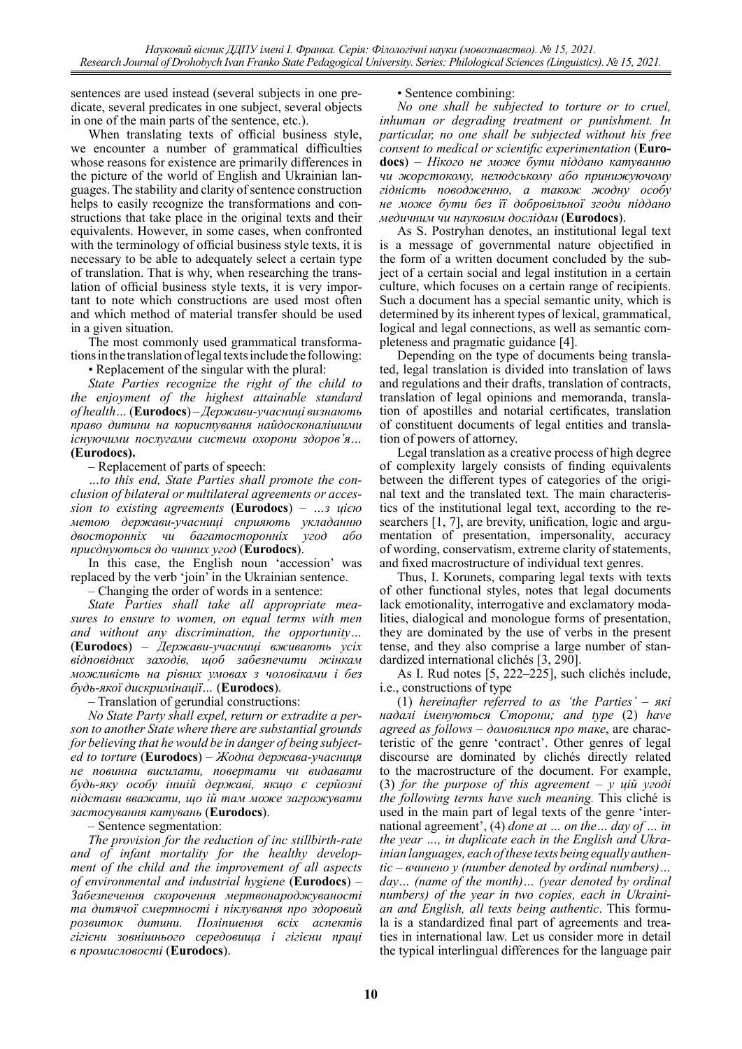sentences are used instead (several subjects in one predicate, several predicates in one subject, several objects in one of the main parts of the sentence, etc.).

When translating texts of official business style, we encounter a number of grammatical difficulties whose reasons for existence are primarily differences in the picture of the world of English and Ukrainian languages. The stability and clarity of sentence construction helps to easily recognize the transformations and constructions that take place in the original texts and their equivalents. However, in some cases, when confronted with the terminology of official business style texts, it is necessary to be able to adequately select a certain type of translation. That is why, when researching the translation of official business style texts, it is very important to note which constructions are used most often and which method of material transfer should be used in a given situation.

The most commonly used grammatical transformations in the translation of legal texts include the following:

• Replacement of the singular with the plural:

*State Parties recognize the right of the child to the enjoyment of the highest attainable standard of health…* (**Eurodocs**) – *Держави-учасниці визнають право дитини на користування найдосконалішими існуючими послугами системи охорони здоров'я…* **(Eurodocs).**

– Replacement of parts of speech:

*…to this end, State Parties shall promote the conclusion of bilateral or multilateral agreements or accession to existing agreements* (**Eurodocs**) – *…з цією метою держави-учасниці сприяють укладанню двосторонніх чи багатосторонніх угод або приєднуються до чинних угод* (**Eurodocs**)

In this case, the English noun 'accession' was replaced by the verb 'join' in the Ukrainian sentence.

– Changing the order of words in a sentence:

*State Parties shall take all appropriate measures to ensure to women, on equal terms with men and without any discrimination, the opportunity…* (**Eurodocs**) – *Держави-учасниці вживають усіх відповідних заходів, щоб забезпечити жінкам можливість на рівних умовах з чоловіками і без будь-якої дискримінації…* (**Eurodocs**).

– Translation of gerundial constructions:

*No State Party shall expel, return or extradite a person to another State where there are substantial grounds for believing that he would be in danger of being subjected to torture* (**Eurodocs**) – *Жодна держава-учасниця не повинна висилати, повертати чи видавати будь-яку особу іншій державі, якщо є серйозні підстави вважати, що їй там може загрожувати застосування катувань* (**Eurodocs**).

– Sentence segmentation:

*The provision for the reduction of inc stillbirth-rate and of infant mortality for the healthy development of the child and the improvement of all aspects of environmental and industrial hygiene* (**Eurodocs**) – *Забезпечення скорочення мертвонароджуваності та дитячої смертності і піклування про здоровий розвиток дитини. Поліпшення всіх аспектів гігієни зовнішнього середовища і гігієни праці в промисловості* (**Eurodocs**).

• Sentence combining:

*No one shall be subjected to torture or to cruel, inhuman or degrading treatment or punishment. In particular, no one shall be subjected without his free consent to medical or scientific experimentation* (**Eurodocs**) – *Нікого не може бути піддано катуванню чи жорстокому, нелюдському або принижуючому гідність поводженню, а також жодну особу не може бути без її добровільної згоди піддано медичним чи науковим дослідам* (**Eurodocs**).

As S. Postryhan denotes, an institutional legal text is a message of governmental nature objectified in the form of a written document concluded by the subject of a certain social and legal institution in a certain culture, which focuses on a certain range of recipients. Such a document has a special semantic unity, which is determined by its inherent types of lexical, grammatical, logical and legal connections, as well as semantic completeness and pragmatic guidance [4].

Depending on the type of documents being translated, legal translation is divided into translation of laws and regulations and their drafts, translation of contracts, translation of legal opinions and memoranda, translation of apostilles and notarial certificates, translation of constituent documents of legal entities and translation of powers of attorney.

Legal translation as a creative process of high degree of complexity largely consists of finding equivalents between the different types of categories of the original text and the translated text. The main characteristics of the institutional legal text, according to the researchers [1, 7], are brevity, unification, logic and argumentation of presentation, impersonality, accuracy of wording, conservatism, extreme clarity of statements, and fixed macrostructure of individual text genres.

Thus, I. Korunets, comparing legal texts with texts of other functional styles, notes that legal documents lack emotionality, interrogative and exclamatory modalities, dialogical and monologue forms of presentation, they are dominated by the use of verbs in the present tense, and they also comprise a large number of standardized international clichés [3, 290].

As I. Rud notes [5, 222–225], such clichés include, i.e., constructions of type

(1) *hereinafter referred to as 'the Parties' – які надалі іменуються Сторони; and type* (2) *have agreed as follows – домовилися про таке*, are characteristic of the genre 'contract'. Other genres of legal discourse are dominated by clichés directly related to the macrostructure of the document. For example, (3) *for the purpose of this agreement – у цій угоді the following terms have such meaning.* This cliché is used in the main part of legal texts of the genre 'international agreement', (4) *done at … on the… day of … in the year …, in duplicate each in the English and Ukrainian languages, each of these texts being equally authentic – вчинено у (number denoted by ordinal numbers)… day… (name of the month)… (year denoted by ordinal numbers) of the year in two copies, each in Ukrainian and English, all texts being authentic*. This formula is a standardized final part of agreements and treaties in international law. Let us consider more in detail the typical interlingual differences for the language pair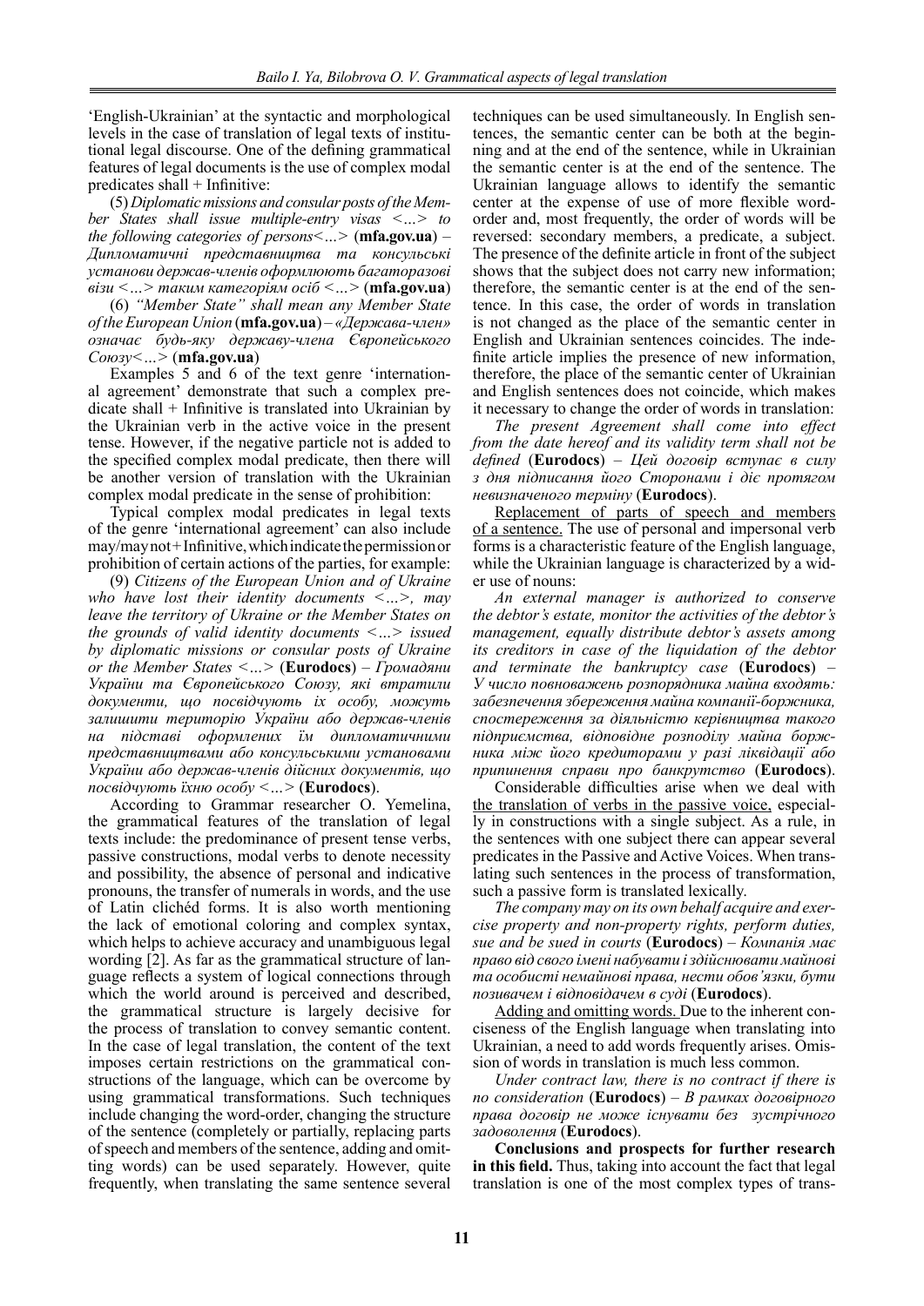'English-Ukrainian' at the syntactic and morphological levels in the case of translation of legal texts of institutional legal discourse. One of the defining grammatical features of legal documents is the use of complex modal predicates shall + Infinitive:

(5) *Diplomatic missions and consular posts of the Member States shall issue multiple-entry visas <…> to the following categories of persons<…>* (**mfa.gov.ua**) – *Дипломатичні представництва та консульські установи держав-членів оформлюють багаторазові візи <…> таким категоріям осіб <…>* (**mfa.gov.ua**)

(6) *"Member State" shall mean any Member State of the European Union* (**mfa.gov.ua**) – *«Держава-член» означає будь-яку державу-члена Європейського Союзу<…>* (**mfa.gov.ua**)

Examples 5 and 6 of the text genre 'international agreement' demonstrate that such a complex predicate shall + Infinitive is translated into Ukrainian by the Ukrainian verb in the active voice in the present tense. However, if the negative particle not is added to the specified complex modal predicate, then there will be another version of translation with the Ukrainian complex modal predicate in the sense of prohibition:

Typical complex modal predicates in legal texts of the genre 'international agreement' can also include may/may not + Infinitive, which indicate the permission or prohibition of certain actions of the parties, for example:

(9) *Citizens of the European Union and of Ukraine who have lost their identity documents <…>, may leave the territory of Ukraine or the Member States on the grounds of valid identity documents <…> issued by diplomatic missions or consular posts of Ukraine or the Member States <…>* (**Eurodocs**) – *Громадяни України та Європейського Союзу, які втратили документи, що посвідчують їх особу, можуть залишити територію України або держав-членів на підставі оформлених їм дипломатичними представництвами або консульськими установами України або держав-членів дійсних документів, що посвідчують їхню особу <…>* (**Eurodocs**).

According to Grammar researcher O. Yemelina, the grammatical features of the translation of legal texts include: the predominance of present tense verbs, passive constructions, modal verbs to denote necessity and possibility, the absence of personal and indicative pronouns, the transfer of numerals in words, and the use of Latin clichéd forms. It is also worth mentioning the lack of emotional coloring and complex syntax, which helps to achieve accuracy and unambiguous legal wording [2]. As far as the grammatical structure of language reflects a system of logical connections through which the world around is perceived and described, the grammatical structure is largely decisive for the process of translation to convey semantic content. In the case of legal translation, the content of the text imposes certain restrictions on the grammatical constructions of the language, which can be overcome by using grammatical transformations. Such techniques include changing the word-order, changing the structure of the sentence (completely or partially, replacing parts of speech and members of the sentence, adding and omitting words) can be used separately. However, quite frequently, when translating the same sentence several techniques can be used simultaneously. In English sentences, the semantic center can be both at the beginning and at the end of the sentence, while in Ukrainian the semantic center is at the end of the sentence. The Ukrainian language allows to identify the semantic center at the expense of use of more flexible word-order and, most frequently, the order of words will be reversed: secondary members, a predicate, a subject. The presence of the definite article in front of the subject shows that the subject does not carry new information; therefore, the semantic center is at the end of the sentence. In this case, the order of words in translation is not changed as the place of the semantic center in English and Ukrainian sentences coincides. The indefinite article implies the presence of new information, therefore, the place of the semantic center of Ukrainian and English sentences does not coincide, which makes it necessary to change the order of words in translation:

*The present Agreement shall come into effect from the date hereof and its validity term shall not be defined* (**Eurodocs**) – *Цей договір вступає в силу з дня підписання його Сторонами і діє протягом невизначеного терміну* (**Eurodocs**).

Replacement of parts of speech and members of a sentence. The use of personal and impersonal verb forms is a characteristic feature of the English language, while the Ukrainian language is characterized by a wider use of nouns:

*An external manager is authorized to conserve the debtor's estate, monitor the activities of the debtor's management, equally distribute debtor's assets among its creditors in case of the liquidation of the debtor and terminate the bankruptcy case* (**Eurodocs**) – *У число повноважень розпорядника майна входять: забезпечення збереження майна компанії-боржника, спостереження за діяльністю керівництва такого підприємства, відповідне розподілу майна боржника між його кредиторами у разі ліквідації або припинення справи про банкрутство* (**Eurodocs**).

Considerable difficulties arise when we deal with the translation of verbs in the passive voice, especially in constructions with a single subject. As a rule, in the sentences with one subject there can appear several predicates in the Passive and Active Voices. When translating such sentences in the process of transformation, such a passive form is translated lexically.

*The company may on its own behalf acquire and exercise property and non-property rights, perform duties, sue and be sued in courts* (**Eurodocs**) – *Компанія має право від свого імені набувати і здійснювати майнові та особисті немайнові права, нести обов'язки, бути позивачем і відповідачем в суді* (**Eurodocs**).

Adding and omitting words. Due to the inherent conciseness of the English language when translating into Ukrainian, a need to add words frequently arises. Omission of words in translation is much less common.

*Under contract law, there is no contract if there is no consideration* (**Eurodocs**) – *В рамках договірного права договір не може існувати без зустрічного задоволення* (**Eurodocs**).

**Conclusions and prospects for further research in this field.** Thus, taking into account the fact that legal translation is one of the most complex types of trans-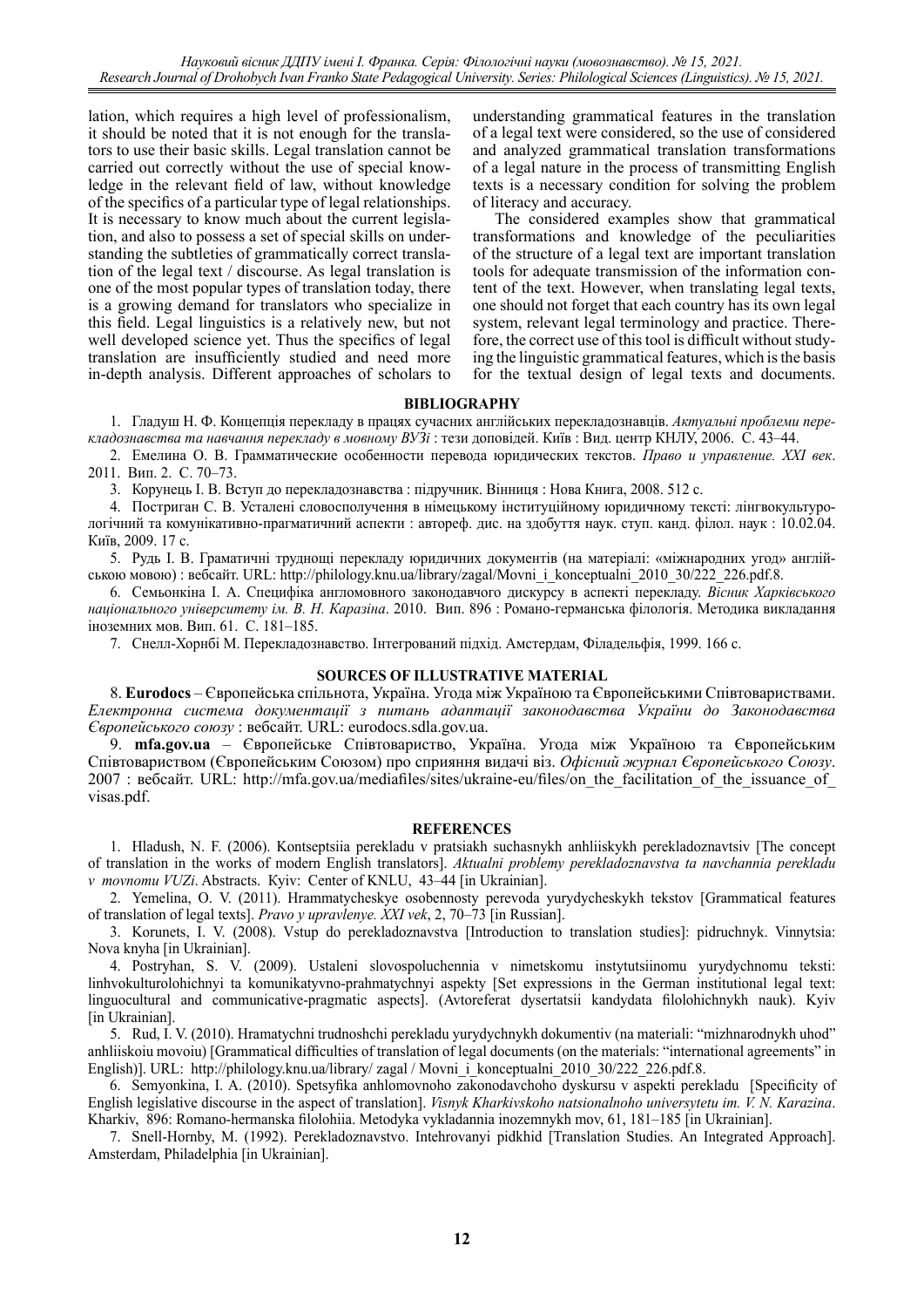lation, which requires a high level of professionalism, it should be noted that it is not enough for the translators to use their basic skills. Legal translation cannot be carried out correctly without the use of special knowledge in the relevant field of law, without knowledge of the specifics of a particular type of legal relationships. It is necessary to know much about the current legislation, and also to possess a set of special skills on understanding the subtleties of grammatically correct translation of the legal text / discourse. As legal translation is one of the most popular types of translation today, there is a growing demand for translators who specialize in this field. Legal linguistics is a relatively new, but not well developed science yet. Thus the specifics of legal translation are insufficiently studied and need more in-depth analysis. Different approaches of scholars to understanding grammatical features in the translation of a legal text were considered, so the use of considered and analyzed grammatical translation transformations of a legal nature in the process of transmitting English texts is a necessary condition for solving the problem of literacy and accuracy.

The considered examples show that grammatical transformations and knowledge of the peculiarities of the structure of a legal text are important translation tools for adequate transmission of the information content of the text. However, when translating legal texts, one should not forget that each country has its own legal system, relevant legal terminology and practice. Therefore, the correct use of this tool is difficult without studying the linguistic grammatical features, which is the basis for the textual design of legal texts and documents.

## BIBLIOGRAPHY

1. Гладуш Н. Ф. Концепція перекладу в працях сучасних англійських перекладознавців. *Актуальні проблеми перекладознавства та навчання перекладу в мовному ВУЗі* : тези доповідей. Київ : Вид. центр КНЛУ, 2006. С. 43–44.
2. Емелина О. В. Грамматические особенности перевода юридических текстов. *Право и управление. XXI век*. 2011. Вип. 2. С. 70–73.
3. Корунець І. В. Вступ до перекладознавства : підручник. Вінниця : Нова Книга, 2008. 512 с.
4. Постриган С. В. Усталені словосполучення в німецькому інституційному юридичному тексті: лінгвокультурологічний та комунікативно-прагматичний аспекти : автореф. дис. на здобуття наук. ступ. канд. філол. наук : 10.02.04. Київ, 2009. 17 с.
5. Рудь І. В. Граматичні труднощі перекладу юридичних документів (на матеріалі: «міжнародних угод» англійською мовою) : вебсайт. URL: http://philology.knu.ua/library/zagal/Movni_i_konceptualni_2010_30/222_226.pdf.8.
6. Семьонкіна І. А. Специфіка англомовного законодавчого дискурсу в аспекті перекладу. *Вісник Харківського національного університету ім. В. Н. Каразіна*. 2010. Вип. 896 : Романо-германська філологія. Методика викладання іноземних мов. Вип. 61. С. 181–185.
7. Снелл-Хорнбі М. Перекладознавство. Інтегрований підхід. Амстердам, Філадельфія, 1999. 166 с.

## SOURCES OF ILLUSTRATIVE MATERIAL

8. **Eurodocs** – Європейська спільнота, Україна. Угода між Україною та Європейськими Співтовариствами. *Електронна система документації з питань адаптації законодавства України до Законодавства Європейського союзу* : вебсайт. URL: eurodocs.sdla.gov.ua.
9. **mfa.gov.ua** – Європейське Співтовариство, Україна. Угода між Україною та Європейським Співтовариством (Європейським Союзом) про сприяння видачі віз. *Офісний журнал Європейського Союзу*. 2007 : вебсайт. URL: http://mfa.gov.ua/mediafiles/sites/ukraine-eu/files/on_the_facilitation_of_the_issuance_of_visas.pdf.

## REFERENCES

1. Hladush, N. F. (2006). Kontseptsiia perekladu v pratsiakh suchasnykh anhliiskykh perekladoznavtsiv [The concept of translation in the works of modern English translators]. *Aktualni problemy perekladoznavstva ta navchannia perekladu v movnomu VUZi*. Abstracts. Kyiv: Center of KNLU, 43–44 [in Ukrainian].
2. Yemelina, O. V. (2011). Hrammatycheskye osobennosty perevoda yurydycheskykh tekstov [Grammatical features of translation of legal texts]. *Pravo y upravlenye. XXI vek*, 2, 70–73 [in Russian].
3. Korunets, I. V. (2008). Vstup do perekladoznavstva [Introduction to translation studies]: pidruchnyk. Vinnytsia: Nova knyha [in Ukrainian].
4. Postryhan, S. V. (2009). Ustaleni slovospoluchennia v nimetskomu instytutsiinomu yurydychnomu teksti: linhvokulturolohichnyi ta komunikatyvno-prahmatychnyi aspekty [Set expressions in the German institutional legal text: linguocultural and communicative-pragmatic aspects]. (Avtoreferat dysertatsii kandydata filolohichnykh nauk). Kyiv [in Ukrainian].
5. Rud, I. V. (2010). Hramatychni trudnoshchi perekladu yurydychnykh dokumentiv (na materiali: "mizhnarodnykh uhod" anhliiskoiu movoiu) [Grammatical difficulties of translation of legal documents (on the materials: "international agreements" in English)]. URL: http://philology.knu.ua/library/ zagal / Movni_i_konceptualni_2010_30/222_226.pdf.8.
6. Semyonkina, I. A. (2010). Spetsyfika anhlomovnoho zakonodavchoho dyskursu v aspekti perekladu [Specificity of English legislative discourse in the aspect of translation]. *Visnyk Kharkivskoho natsionalnoho universytetu im. V. N. Karazina*. Kharkiv, 896: Romano-hermanska filolohiia. Metodyka vykladannia inozemnykh mov, 61, 181–185 [in Ukrainian].
7. Snell-Hornby, M. (1992). Perekladoznavstvo. Intehrovanyi pidkhid [Translation Studies. An Integrated Approach]. Amsterdam, Philadelphia [in Ukrainian].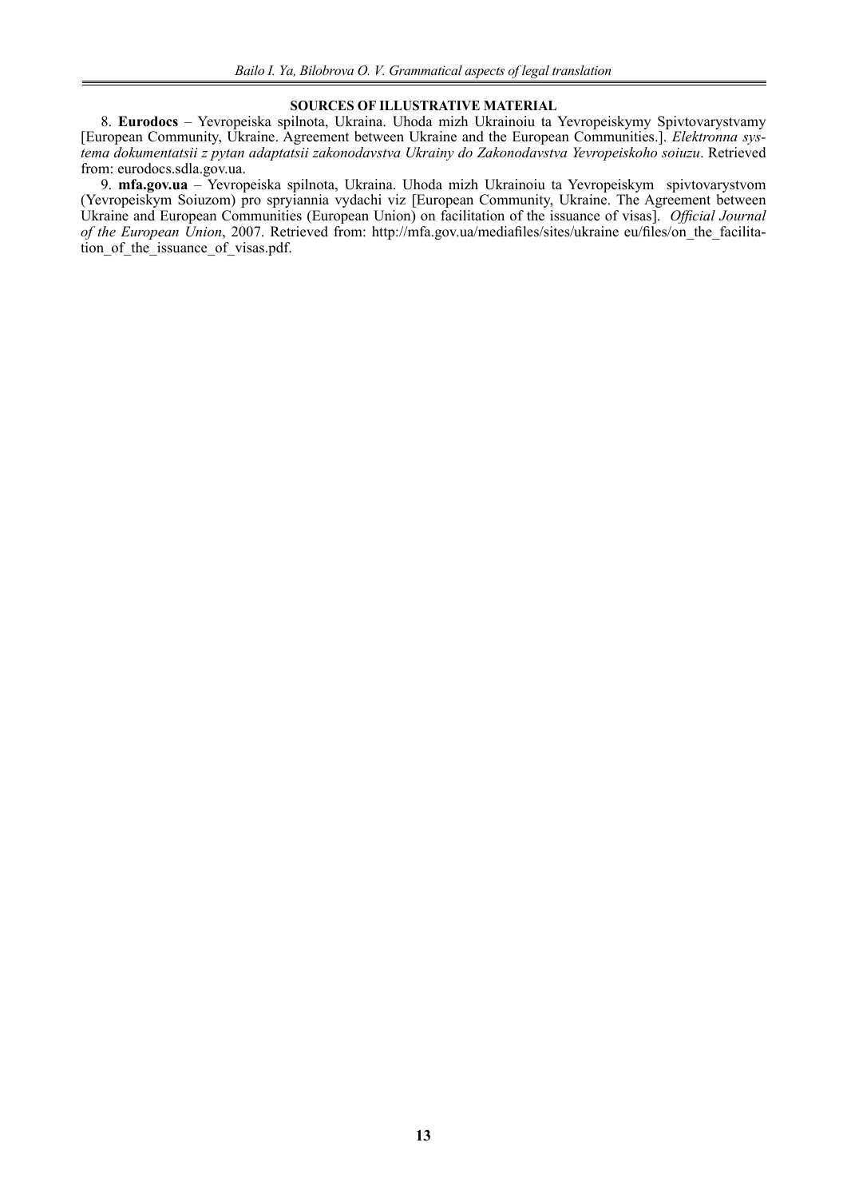## SOURCES OF ILLUSTRATIVE MATERIAL

8. **Eurodocs** – Yevropeiska spilnota, Ukraina. Uhoda mizh Ukrainoiu ta Yevropeiskymy Spivtovarystvamy [European Community, Ukraine. Agreement between Ukraine and the European Communities.]. *Elektronna systema dokumentatsii z pytan adaptatsii zakonodavstva Ukrainy do Zakonodavstva Yevropeiskoho soiuzu*. Retrieved from: eurodocs.sdla.gov.ua.

9. **mfa.gov.ua** – Yevropeiska spilnota, Ukraina. Uhoda mizh Ukrainoiu ta Yevropeiskym spivtovarystvom (Yevropeiskym Soiuzom) pro spryiannia vydachi viz [European Community, Ukraine. The Agreement between Ukraine and European Communities (European Union) on facilitation of the issuance of visas]. *Official Journal of the European Union*, 2007. Retrieved from: http://mfa.gov.ua/mediafiles/sites/ukraine eu/files/on_the_facilitation_of_the_issuance_of_visas.pdf.